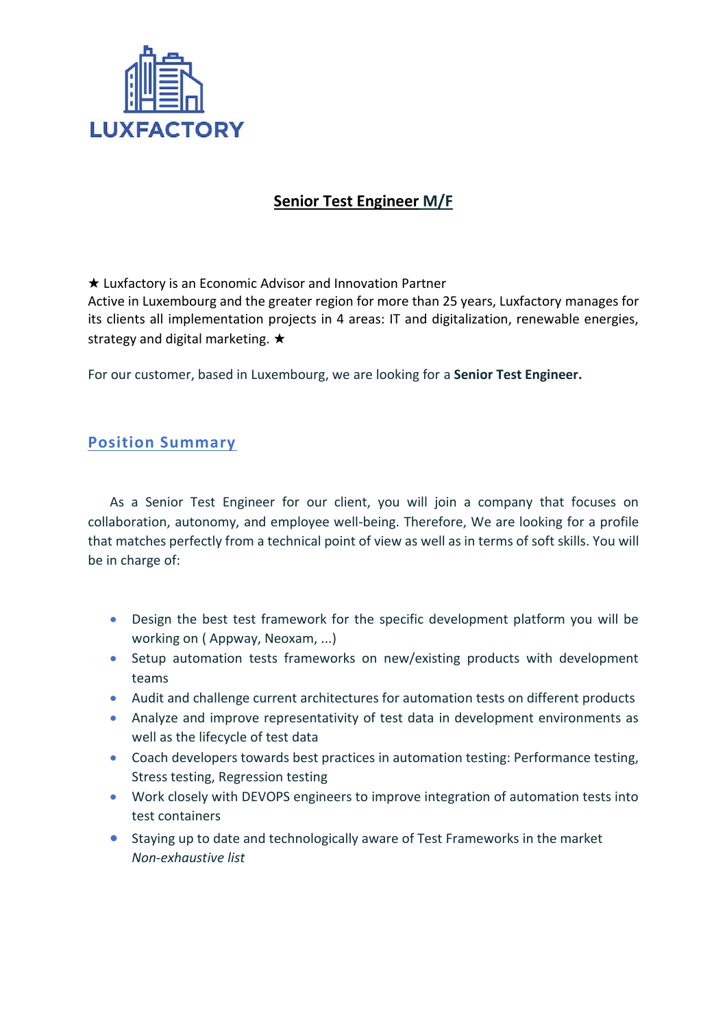LUXFACTORY

# Senior Test Engineer M/F

★ Luxfactory is an Economic Advisor and Innovation Partner
Active in Luxembourg and the greater region for more than 25 years, Luxfactory manages for its clients all implementation projects in 4 areas: IT and digitalization, renewable energies, strategy and digital marketing. ★

For our customer, based in Luxembourg, we are looking for a **Senior Test Engineer.**

## Position Summary

As a Senior Test Engineer for our client, you will join a company that focuses on collaboration, autonomy, and employee well-being. Therefore, We are looking for a profile that matches perfectly from a technical point of view as well as in terms of soft skills. You will be in charge of:

- Design the best test framework for the specific development platform you will be working on ( Appway, Neoxam, ...)
- Setup automation tests frameworks on new/existing products with development teams
- Audit and challenge current architectures for automation tests on different products
- Analyze and improve representativity of test data in development environments as well as the lifecycle of test data
- Coach developers towards best practices in automation testing: Performance testing, Stress testing, Regression testing
- Work closely with DEVOPS engineers to improve integration of automation tests into test containers
- Staying up to date and technologically aware of Test Frameworks in the market
  *Non-exhaustive list*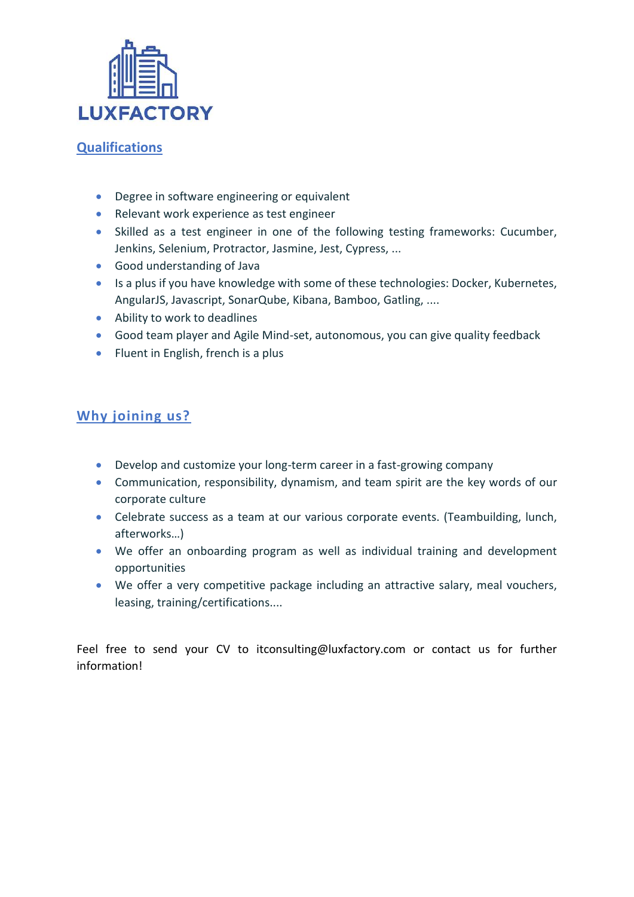LUXFACTORY

## Qualifications

- Degree in software engineering or equivalent
- Relevant work experience as test engineer
- Skilled as a test engineer in one of the following testing frameworks: Cucumber, Jenkins, Selenium, Protractor, Jasmine, Jest, Cypress, ...
- Good understanding of Java
- Is a plus if you have knowledge with some of these technologies: Docker, Kubernetes, AngularJS, Javascript, SonarQube, Kibana, Bamboo, Gatling, ....
- Ability to work to deadlines
- Good team player and Agile Mind-set, autonomous, you can give quality feedback
- Fluent in English, french is a plus

## Why joining us?

- Develop and customize your long-term career in a fast-growing company
- Communication, responsibility, dynamism, and team spirit are the key words of our corporate culture
- Celebrate success as a team at our various corporate events. (Teambuilding, lunch, afterworks…)
- We offer an onboarding program as well as individual training and development opportunities
- We offer a very competitive package including an attractive salary, meal vouchers, leasing, training/certifications....

Feel free to send your CV to itconsulting@luxfactory.com or contact us for further information!